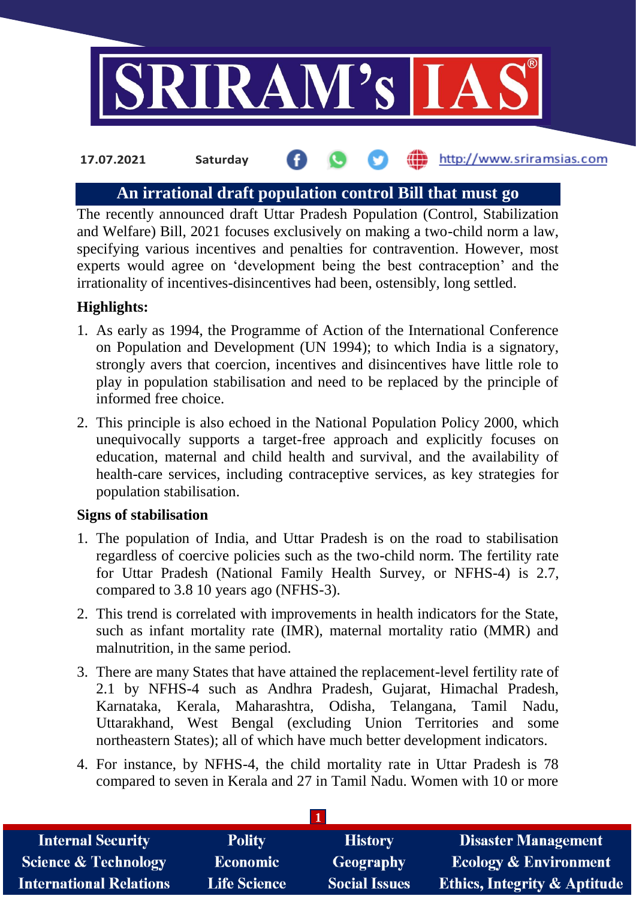17.07.2021 Saturday http://www.sriramsias.com

# An irrational draft population control Bill that must go

The recently announced draft Uttar Pradesh Population (Control, Stabilization and Welfare) Bill, 2021 focuses exclusively on making a two-child norm a law, specifying various incentives and penalties for contravention. However, most experts would agree on 'development being the best contraception' and the irrationality of incentives-disincentives had been, ostensibly, long settled.

**Highlights:**

1. As early as 1994, the Programme of Action of the International Conference on Population and Development (UN 1994); to which India is a signatory, strongly avers that coercion, incentives and disincentives have little role to play in population stabilisation and need to be replaced by the principle of informed free choice.
2. This principle is also echoed in the National Population Policy 2000, which unequivocally supports a target-free approach and explicitly focuses on education, maternal and child health and survival, and the availability of health-care services, including contraceptive services, as key strategies for population stabilisation.

**Signs of stabilisation**

1. The population of India, and Uttar Pradesh is on the road to stabilisation regardless of coercive policies such as the two-child norm. The fertility rate for Uttar Pradesh (National Family Health Survey, or NFHS-4) is 2.7, compared to 3.8 10 years ago (NFHS-3).
2. This trend is correlated with improvements in health indicators for the State, such as infant mortality rate (IMR), maternal mortality ratio (MMR) and malnutrition, in the same period.
3. There are many States that have attained the replacement-level fertility rate of 2.1 by NFHS-4 such as Andhra Pradesh, Gujarat, Himachal Pradesh, Karnataka, Kerala, Maharashtra, Odisha, Telangana, Tamil Nadu, Uttarakhand, West Bengal (excluding Union Territories and some northeastern States); all of which have much better development indicators.
4. For instance, by NFHS-4, the child mortality rate in Uttar Pradesh is 78 compared to seven in Kerala and 27 in Tamil Nadu. Women with 10 or more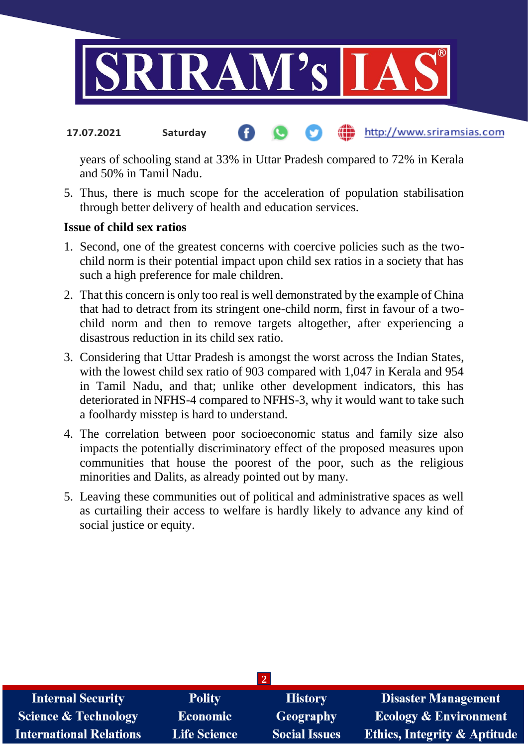years of schooling stand at 33% in Uttar Pradesh compared to 72% in Kerala and 50% in Tamil Nadu.

5. Thus, there is much scope for the acceleration of population stabilisation through better delivery of health and education services.

**Issue of child sex ratios**

1. Second, one of the greatest concerns with coercive policies such as the two-child norm is their potential impact upon child sex ratios in a society that has such a high preference for male children.
2. That this concern is only too real is well demonstrated by the example of China that had to detract from its stringent one-child norm, first in favour of a two-child norm and then to remove targets altogether, after experiencing a disastrous reduction in its child sex ratio.
3. Considering that Uttar Pradesh is amongst the worst across the Indian States, with the lowest child sex ratio of 903 compared with 1,047 in Kerala and 954 in Tamil Nadu, and that; unlike other development indicators, this has deteriorated in NFHS-4 compared to NFHS-3, why it would want to take such a foolhardy misstep is hard to understand.
4. The correlation between poor socioeconomic status and family size also impacts the potentially discriminatory effect of the proposed measures upon communities that house the poorest of the poor, such as the religious minorities and Dalits, as already pointed out by many.
5. Leaving these communities out of political and administrative spaces as well as curtailing their access to welfare is hardly likely to advance any kind of social justice or equity.